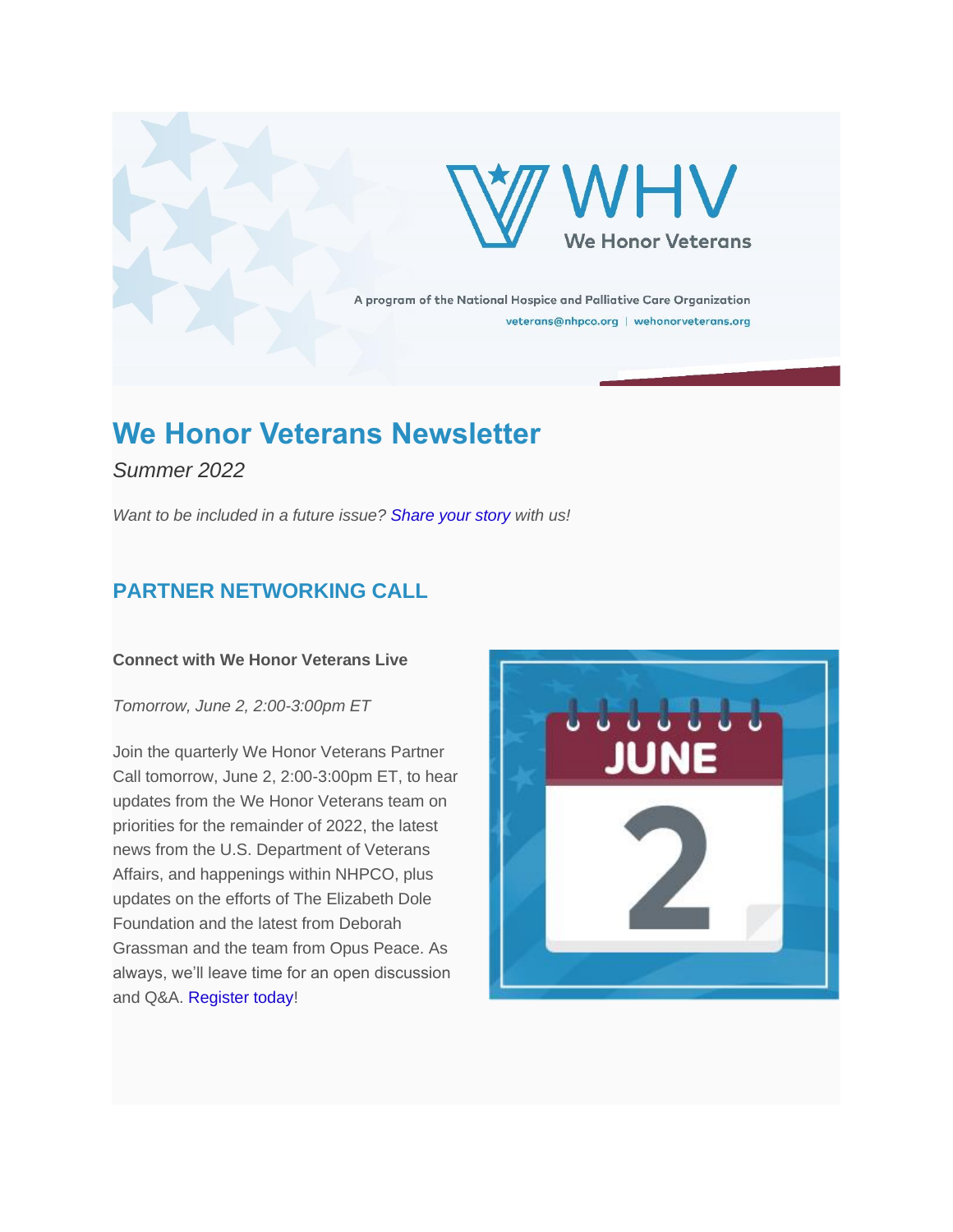WHV
We Honor Veterans

A program of the National Hospice and Palliative Care Organization
veterans@nhpco.org | wehonorveterans.org

# We Honor Veterans Newsletter

*Summer 2022*

*Want to be included in a future issue? Share your story with us!*

## PARTNER NETWORKING CALL

**Connect with We Honor Veterans Live**

*Tomorrow, June 2, 2:00-3:00pm ET*

Join the quarterly We Honor Veterans Partner Call tomorrow, June 2, 2:00-3:00pm ET, to hear updates from the We Honor Veterans team on priorities for the remainder of 2022, the latest news from the U.S. Department of Veterans Affairs, and happenings within NHPCO, plus updates on the efforts of The Elizabeth Dole Foundation and the latest from Deborah Grassman and the team from Opus Peace. As always, we'll leave time for an open discussion and Q&A. Register today!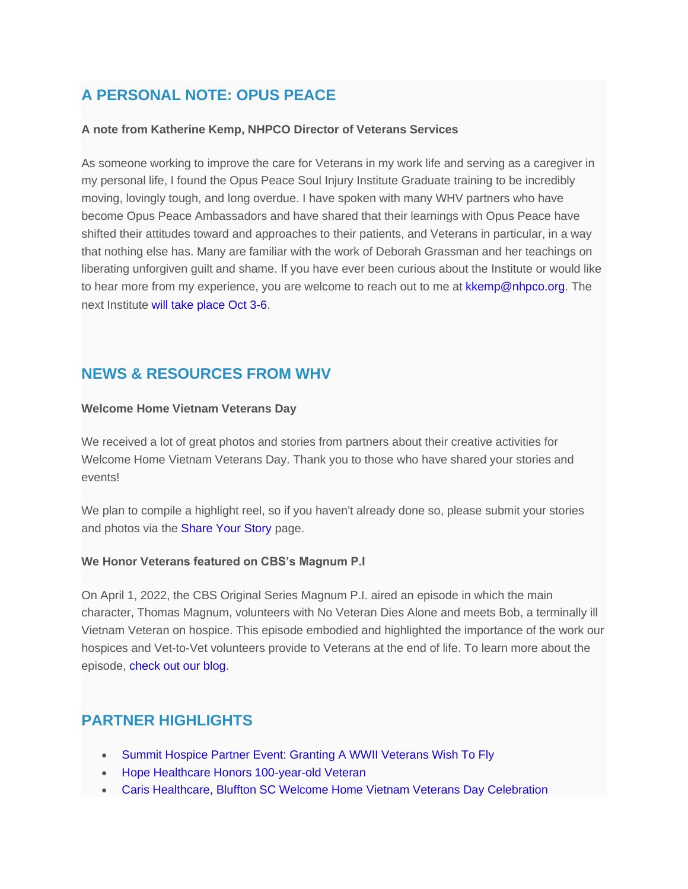## A PERSONAL NOTE: OPUS PEACE

**A note from Katherine Kemp, NHPCO Director of Veterans Services**

As someone working to improve the care for Veterans in my work life and serving as a caregiver in my personal life, I found the Opus Peace Soul Injury Institute Graduate training to be incredibly moving, lovingly tough, and long overdue. I have spoken with many WHV partners who have become Opus Peace Ambassadors and have shared that their learnings with Opus Peace have shifted their attitudes toward and approaches to their patients, and Veterans in particular, in a way that nothing else has. Many are familiar with the work of Deborah Grassman and her teachings on liberating unforgiven guilt and shame. If you have ever been curious about the Institute or would like to hear more from my experience, you are welcome to reach out to me at kkemp@nhpco.org. The next Institute will take place Oct 3-6.

## NEWS & RESOURCES FROM WHV

**Welcome Home Vietnam Veterans Day**

We received a lot of great photos and stories from partners about their creative activities for Welcome Home Vietnam Veterans Day. Thank you to those who have shared your stories and events!

We plan to compile a highlight reel, so if you haven't already done so, please submit your stories and photos via the Share Your Story page.

**We Honor Veterans featured on CBS's Magnum P.I**

On April 1, 2022, the CBS Original Series Magnum P.I. aired an episode in which the main character, Thomas Magnum, volunteers with No Veteran Dies Alone and meets Bob, a terminally ill Vietnam Veteran on hospice. This episode embodied and highlighted the importance of the work our hospices and Vet-to-Vet volunteers provide to Veterans at the end of life. To learn more about the episode, check out our blog.

## PARTNER HIGHLIGHTS

- Summit Hospice Partner Event: Granting A WWII Veterans Wish To Fly
- Hope Healthcare Honors 100-year-old Veteran
- Caris Healthcare, Bluffton SC Welcome Home Vietnam Veterans Day Celebration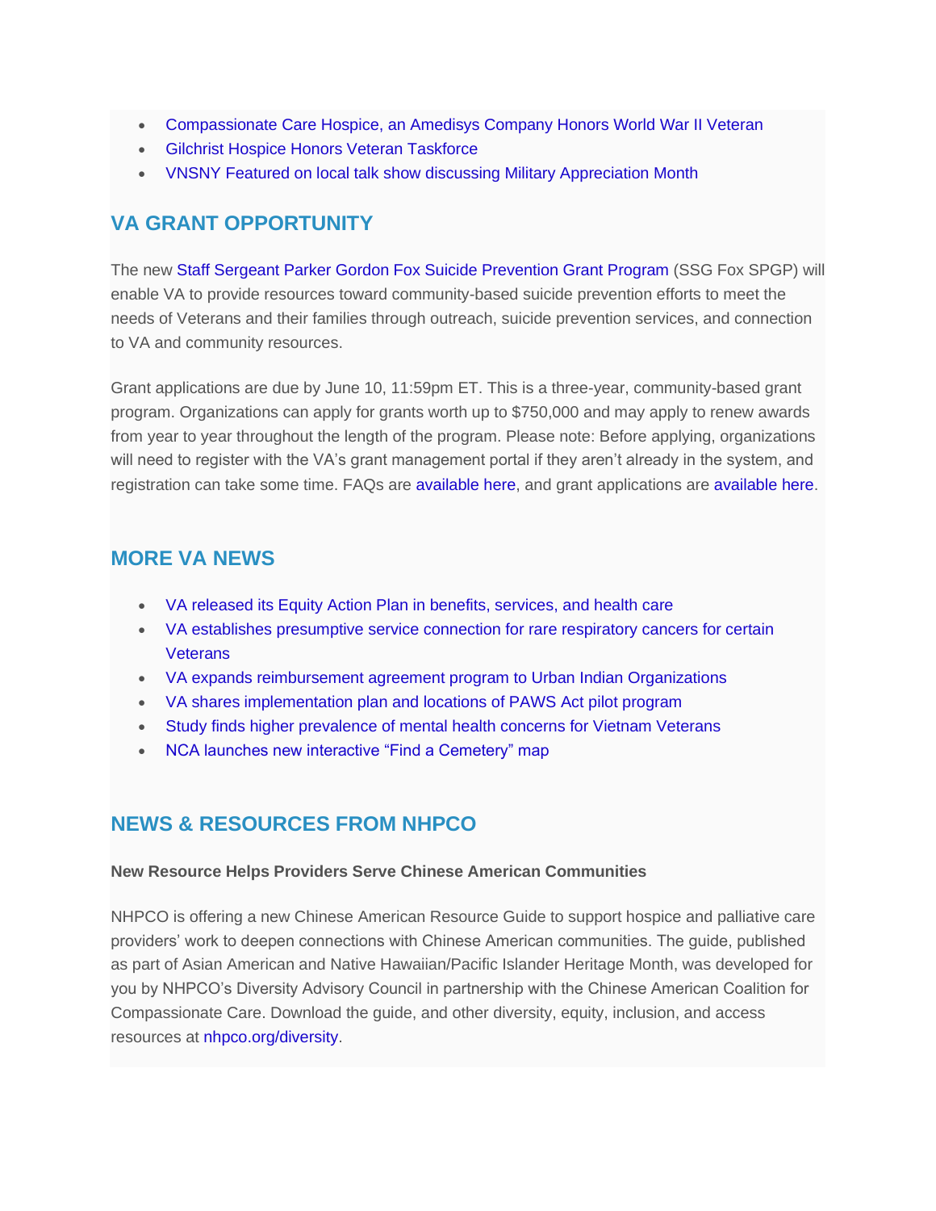- Compassionate Care Hospice, an Amedisys Company Honors World War II Veteran
- Gilchrist Hospice Honors Veteran Taskforce
- VNSNY Featured on local talk show discussing Military Appreciation Month

## VA GRANT OPPORTUNITY

The new Staff Sergeant Parker Gordon Fox Suicide Prevention Grant Program (SSG Fox SPGP) will enable VA to provide resources toward community-based suicide prevention efforts to meet the needs of Veterans and their families through outreach, suicide prevention services, and connection to VA and community resources.

Grant applications are due by June 10, 11:59pm ET. This is a three-year, community-based grant program. Organizations can apply for grants worth up to $750,000 and may apply to renew awards from year to year throughout the length of the program. Please note: Before applying, organizations will need to register with the VA's grant management portal if they aren't already in the system, and registration can take some time. FAQs are available here, and grant applications are available here.

## MORE VA NEWS

- VA released its Equity Action Plan in benefits, services, and health care
- VA establishes presumptive service connection for rare respiratory cancers for certain Veterans
- VA expands reimbursement agreement program to Urban Indian Organizations
- VA shares implementation plan and locations of PAWS Act pilot program
- Study finds higher prevalence of mental health concerns for Vietnam Veterans
- NCA launches new interactive "Find a Cemetery" map

## NEWS & RESOURCES FROM NHPCO

**New Resource Helps Providers Serve Chinese American Communities**

NHPCO is offering a new Chinese American Resource Guide to support hospice and palliative care providers' work to deepen connections with Chinese American communities. The guide, published as part of Asian American and Native Hawaiian/Pacific Islander Heritage Month, was developed for you by NHPCO's Diversity Advisory Council in partnership with the Chinese American Coalition for Compassionate Care. Download the guide, and other diversity, equity, inclusion, and access resources at nhpco.org/diversity.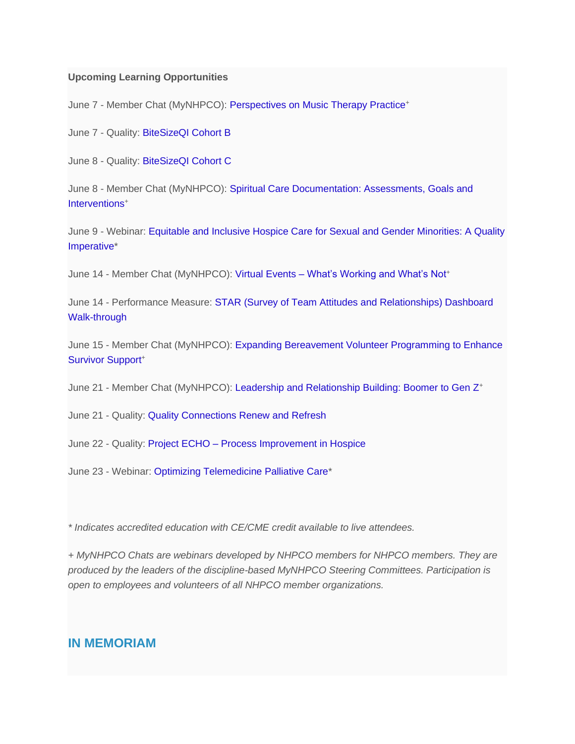**Upcoming Learning Opportunities**

June 7 - Member Chat (MyNHPCO): Perspectives on Music Therapy Practice+

June 7 - Quality: BiteSizeQI Cohort B

June 8 - Quality: BiteSizeQI Cohort C

June 8 - Member Chat (MyNHPCO): Spiritual Care Documentation: Assessments, Goals and Interventions+

June 9 - Webinar: Equitable and Inclusive Hospice Care for Sexual and Gender Minorities: A Quality Imperative*

June 14 - Member Chat (MyNHPCO): Virtual Events – What's Working and What's Not+

June 14 - Performance Measure: STAR (Survey of Team Attitudes and Relationships) Dashboard Walk-through

June 15 - Member Chat (MyNHPCO): Expanding Bereavement Volunteer Programming to Enhance Survivor Support+

June 21 - Member Chat (MyNHPCO): Leadership and Relationship Building: Boomer to Gen Z+

June 21 - Quality: Quality Connections Renew and Refresh

June 22 - Quality: Project ECHO – Process Improvement in Hospice

June 23 - Webinar: Optimizing Telemedicine Palliative Care*

*\* Indicates accredited education with CE/CME credit available to live attendees.*

*+ MyNHPCO Chats are webinars developed by NHPCO members for NHPCO members. They are produced by the leaders of the discipline-based MyNHPCO Steering Committees. Participation is open to employees and volunteers of all NHPCO member organizations.*

## IN MEMORIAM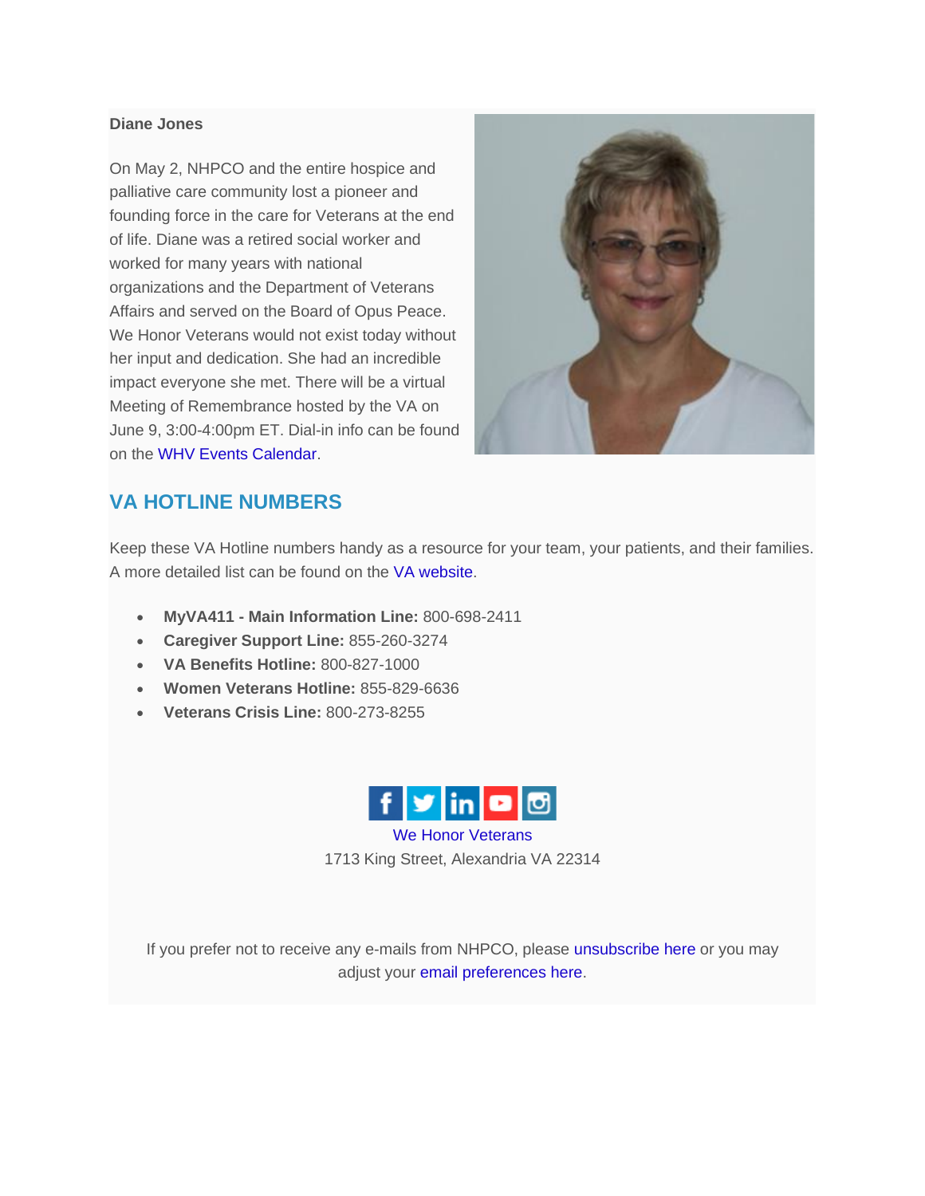**Diane Jones**

On May 2, NHPCO and the entire hospice and palliative care community lost a pioneer and founding force in the care for Veterans at the end of life. Diane was a retired social worker and worked for many years with national organizations and the Department of Veterans Affairs and served on the Board of Opus Peace. We Honor Veterans would not exist today without her input and dedication. She had an incredible impact everyone she met. There will be a virtual Meeting of Remembrance hosted by the VA on June 9, 3:00-4:00pm ET. Dial-in info can be found on the WHV Events Calendar.

## VA HOTLINE NUMBERS

Keep these VA Hotline numbers handy as a resource for your team, your patients, and their families. A more detailed list can be found on the VA website.

- **MyVA411 - Main Information Line:** 800-698-2411
- **Caregiver Support Line:** 855-260-3274
- **VA Benefits Hotline:** 800-827-1000
- **Women Veterans Hotline:** 855-829-6636
- **Veterans Crisis Line:** 800-273-8255

We Honor Veterans
1713 King Street, Alexandria VA 22314

If you prefer not to receive any e-mails from NHPCO, please unsubscribe here or you may adjust your email preferences here.